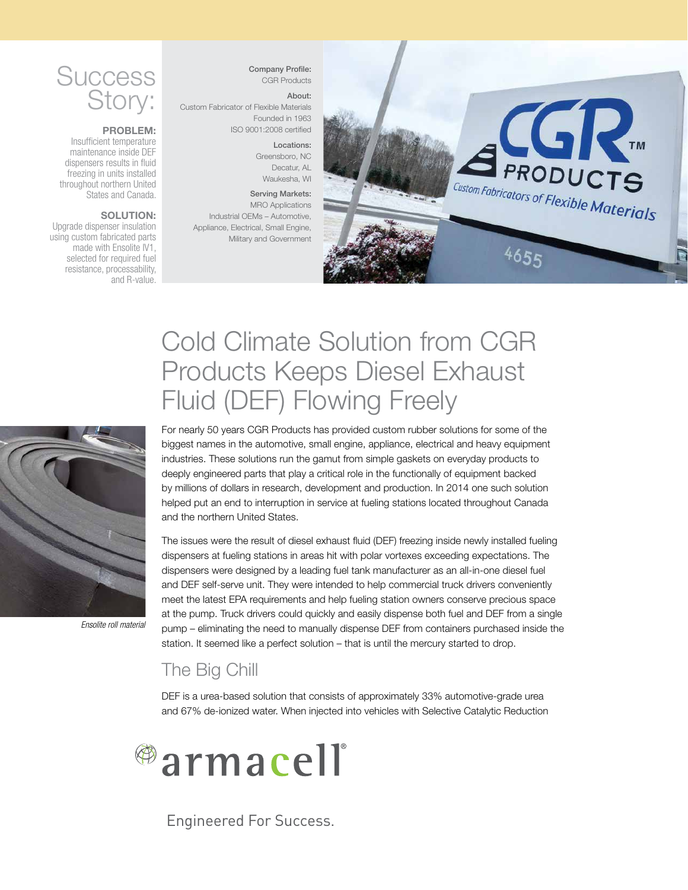# Success Story:

**PROBLEM:**
Insufficient temperature maintenance inside DEF dispensers results in fluid freezing in units installed throughout northern United States and Canada.

**SOLUTION:**
Upgrade dispenser insulation using custom fabricated parts made with Ensolite IV1, selected for required fuel resistance, processability, and R-value.

**Company Profile:**
CGR Products

**About:**
Custom Fabricator of Flexible Materials
Founded in 1963
ISO 9001:2008 certified

**Locations:**
Greensboro, NC
Decatur, AL
Waukesha, WI

**Serving Markets:**
MRO Applications
Industrial OEMs – Automotive, Appliance, Electrical, Small Engine, Military and Government

# Cold Climate Solution from CGR Products Keeps Diesel Exhaust Fluid (DEF) Flowing Freely

For nearly 50 years CGR Products has provided custom rubber solutions for some of the biggest names in the automotive, small engine, appliance, electrical and heavy equipment industries. These solutions run the gamut from simple gaskets on everyday products to deeply engineered parts that play a critical role in the functionally of equipment backed by millions of dollars in research, development and production. In 2014 one such solution helped put an end to interruption in service at fueling stations located throughout Canada and the northern United States.

*Ensolite roll material*

The issues were the result of diesel exhaust fluid (DEF) freezing inside newly installed fueling dispensers at fueling stations in areas hit with polar vortexes exceeding expectations. The dispensers were designed by a leading fuel tank manufacturer as an all-in-one diesel fuel and DEF self-serve unit. They were intended to help commercial truck drivers conveniently meet the latest EPA requirements and help fueling station owners conserve precious space at the pump. Truck drivers could quickly and easily dispense both fuel and DEF from a single pump – eliminating the need to manually dispense DEF from containers purchased inside the station. It seemed like a perfect solution – that is until the mercury started to drop.

## The Big Chill

DEF is a urea-based solution that consists of approximately 33% automotive-grade urea and 67% de-ionized water. When injected into vehicles with Selective Catalytic Reduction

armacell®

Engineered For Success.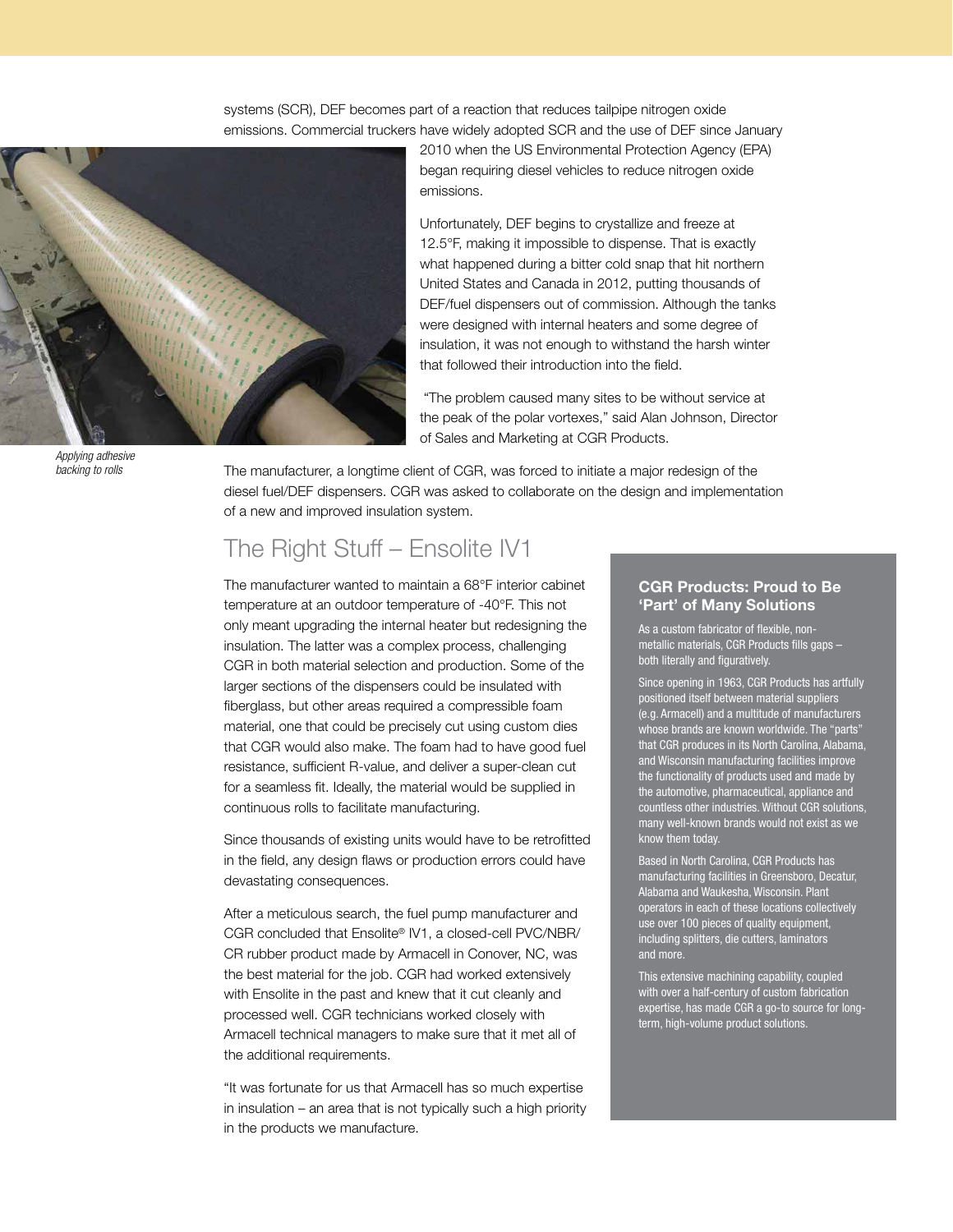systems (SCR), DEF becomes part of a reaction that reduces tailpipe nitrogen oxide emissions. Commercial truckers have widely adopted SCR and the use of DEF since January 2010 when the US Environmental Protection Agency (EPA) began requiring diesel vehicles to reduce nitrogen oxide emissions.

Unfortunately, DEF begins to crystallize and freeze at 12.5°F, making it impossible to dispense. That is exactly what happened during a bitter cold snap that hit northern United States and Canada in 2012, putting thousands of DEF/fuel dispensers out of commission. Although the tanks were designed with internal heaters and some degree of insulation, it was not enough to withstand the harsh winter that followed their introduction into the field.

"The problem caused many sites to be without service at the peak of the polar vortexes," said Alan Johnson, Director of Sales and Marketing at CGR Products.

*Applying adhesive backing to rolls*

The manufacturer, a longtime client of CGR, was forced to initiate a major redesign of the diesel fuel/DEF dispensers. CGR was asked to collaborate on the design and implementation of a new and improved insulation system.

## The Right Stuff – Ensolite IV1

The manufacturer wanted to maintain a 68°F interior cabinet temperature at an outdoor temperature of -40°F. This not only meant upgrading the internal heater but redesigning the insulation. The latter was a complex process, challenging CGR in both material selection and production. Some of the larger sections of the dispensers could be insulated with fiberglass, but other areas required a compressible foam material, one that could be precisely cut using custom dies that CGR would also make. The foam had to have good fuel resistance, sufficient R-value, and deliver a super-clean cut for a seamless fit. Ideally, the material would be supplied in continuous rolls to facilitate manufacturing.

Since thousands of existing units would have to be retrofitted in the field, any design flaws or production errors could have devastating consequences.

After a meticulous search, the fuel pump manufacturer and CGR concluded that Ensolite® IV1, a closed-cell PVC/NBR/CR rubber product made by Armacell in Conover, NC, was the best material for the job. CGR had worked extensively with Ensolite in the past and knew that it cut cleanly and processed well. CGR technicians worked closely with Armacell technical managers to make sure that it met all of the additional requirements.

"It was fortunate for us that Armacell has so much expertise in insulation – an area that is not typically such a high priority in the products we manufacture.

### CGR Products: Proud to Be 'Part' of Many Solutions

As a custom fabricator of flexible, non-metallic materials, CGR Products fills gaps – both literally and figuratively.

Since opening in 1963, CGR Products has artfully positioned itself between material suppliers (e.g. Armacell) and a multitude of manufacturers whose brands are known worldwide. The "parts" that CGR produces in its North Carolina, Alabama, and Wisconsin manufacturing facilities improve the functionality of products used and made by the automotive, pharmaceutical, appliance and countless other industries. Without CGR solutions, many well-known brands would not exist as we know them today.

Based in North Carolina, CGR Products has manufacturing facilities in Greensboro, Decatur, Alabama and Waukesha, Wisconsin. Plant operators in each of these locations collectively use over 100 pieces of quality equipment, including splitters, die cutters, laminators and more.

This extensive machining capability, coupled with over a half-century of custom fabrication expertise, has made CGR a go-to source for long-term, high-volume product solutions.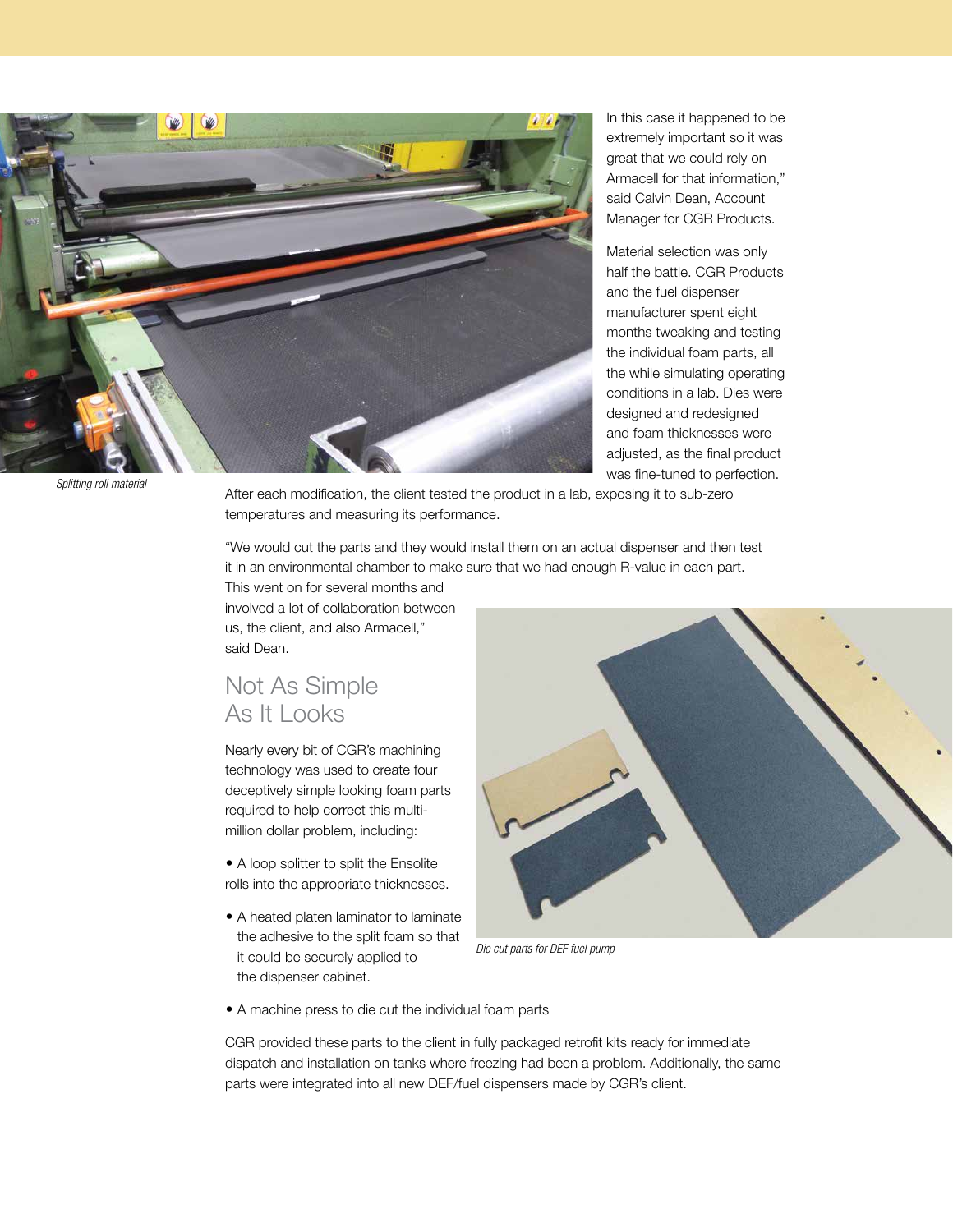In this case it happened to be extremely important so it was great that we could rely on Armacell for that information," said Calvin Dean, Account Manager for CGR Products.

*Splitting roll material*

Material selection was only half the battle. CGR Products and the fuel dispenser manufacturer spent eight months tweaking and testing the individual foam parts, all the while simulating operating conditions in a lab. Dies were designed and redesigned and foam thicknesses were adjusted, as the final product was fine-tuned to perfection. After each modification, the client tested the product in a lab, exposing it to sub-zero temperatures and measuring its performance.

"We would cut the parts and they would install them on an actual dispenser and then test it in an environmental chamber to make sure that we had enough R-value in each part. This went on for several months and involved a lot of collaboration between us, the client, and also Armacell," said Dean.

## Not As Simple As It Looks

Nearly every bit of CGR's machining technology was used to create four deceptively simple looking foam parts required to help correct this multi-million dollar problem, including:

- A loop splitter to split the Ensolite rolls into the appropriate thicknesses.
- A heated platen laminator to laminate the adhesive to the split foam so that it could be securely applied to the dispenser cabinet.
- A machine press to die cut the individual foam parts

*Die cut parts for DEF fuel pump*

CGR provided these parts to the client in fully packaged retrofit kits ready for immediate dispatch and installation on tanks where freezing had been a problem. Additionally, the same parts were integrated into all new DEF/fuel dispensers made by CGR's client.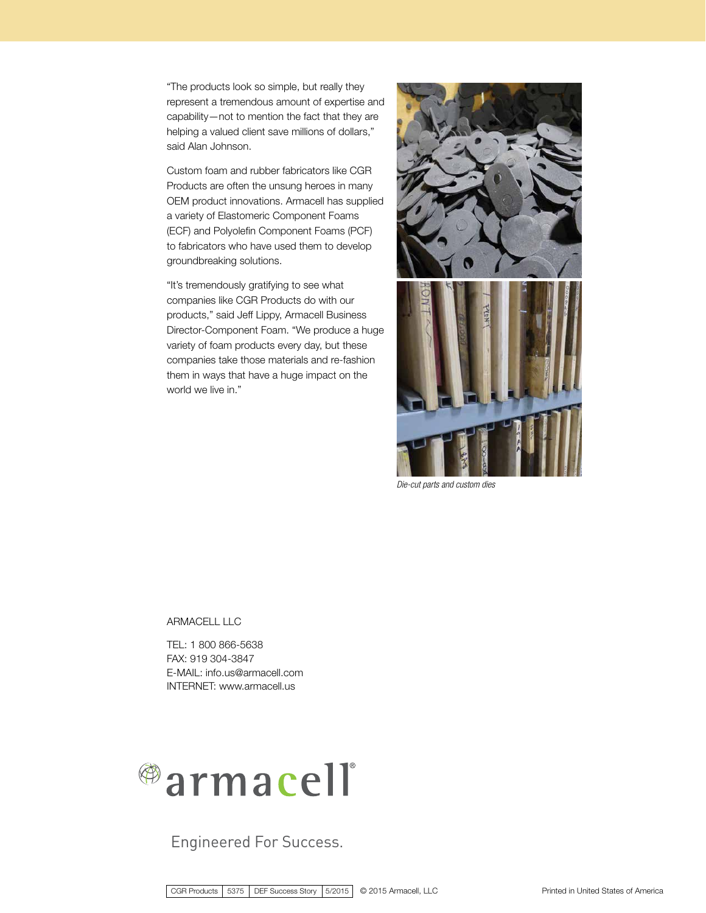"The products look so simple, but really they represent a tremendous amount of expertise and capability—not to mention the fact that they are helping a valued client save millions of dollars," said Alan Johnson.

Custom foam and rubber fabricators like CGR Products are often the unsung heroes in many OEM product innovations. Armacell has supplied a variety of Elastomeric Component Foams (ECF) and Polyolefin Component Foams (PCF) to fabricators who have used them to develop groundbreaking solutions.

"It's tremendously gratifying to see what companies like CGR Products do with our products," said Jeff Lippy, Armacell Business Director-Component Foam. "We produce a huge variety of foam products every day, but these companies take those materials and re-fashion them in ways that have a huge impact on the world we live in."

*Die-cut parts and custom dies*

ARMACELL LLC

TEL: 1 800 866-5638
FAX: 919 304-3847
E-MAIL: info.us@armacell.com
INTERNET: www.armacell.us

armacell®

Engineered For Success.

| | | | |
|---|---|---|---|
| CGR Products | 5375 | DEF Success Story | 5/2015 |

© 2015 Armacell, LLC

Printed in United States of America